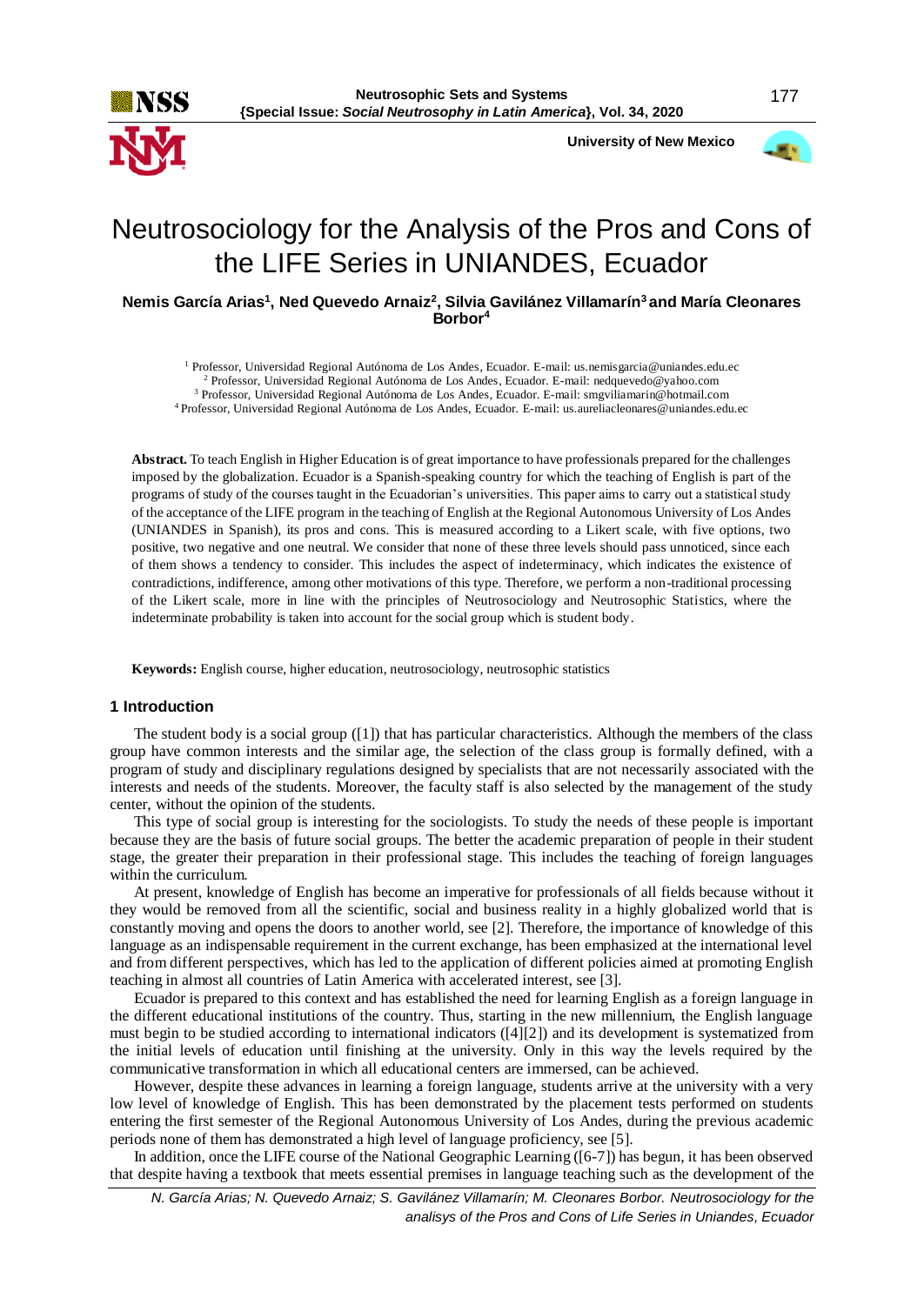# Neutrosociology for the Analysis of the Pros and Cons of the LIFE Series in UNIANDES, Ecuador

**Nemis García Arias[1], Ned Quevedo Arnaiz[2], Silvia Gavilánez Villamarín[3] and María Cleonares Borbor[4]**

[1] Professor, Universidad Regional Autónoma de Los Andes, Ecuador. E-mail: us.nemisgarcia@uniandes.edu.ec
[2] Professor, Universidad Regional Autónoma de Los Andes, Ecuador. E-mail: nedquevedo@yahoo.com
[3] Professor, Universidad Regional Autónoma de Los Andes, Ecuador. E-mail: smgviliamarin@hotmail.com
[4] Professor, Universidad Regional Autónoma de Los Andes, Ecuador. E-mail: us.aureliacleonares@uniandes.edu.ec

**Abstract.** To teach English in Higher Education is of great importance to have professionals prepared for the challenges imposed by the globalization. Ecuador is a Spanish-speaking country for which the teaching of English is part of the programs of study of the courses taught in the Ecuadorian's universities. This paper aims to carry out a statistical study of the acceptance of the LIFE program in the teaching of English at the Regional Autonomous University of Los Andes (UNIANDES in Spanish), its pros and cons. This is measured according to a Likert scale, with five options, two positive, two negative and one neutral. We consider that none of these three levels should pass unnoticed, since each of them shows a tendency to consider. This includes the aspect of indeterminacy, which indicates the existence of contradictions, indifference, among other motivations of this type. Therefore, we perform a non-traditional processing of the Likert scale, more in line with the principles of Neutrosociology and Neutrosophic Statistics, where the indeterminate probability is taken into account for the social group which is student body.

**Keywords:** English course, higher education, neutrosociology, neutrosophic statistics

## 1 Introduction

The student body is a social group ([1]) that has particular characteristics. Although the members of the class group have common interests and the similar age, the selection of the class group is formally defined, with a program of study and disciplinary regulations designed by specialists that are not necessarily associated with the interests and needs of the students. Moreover, the faculty staff is also selected by the management of the study center, without the opinion of the students.

This type of social group is interesting for the sociologists. To study the needs of these people is important because they are the basis of future social groups. The better the academic preparation of people in their student stage, the greater their preparation in their professional stage. This includes the teaching of foreign languages within the curriculum.

At present, knowledge of English has become an imperative for professionals of all fields because without it they would be removed from all the scientific, social and business reality in a highly globalized world that is constantly moving and opens the doors to another world, see [2]. Therefore, the importance of knowledge of this language as an indispensable requirement in the current exchange, has been emphasized at the international level and from different perspectives, which has led to the application of different policies aimed at promoting English teaching in almost all countries of Latin America with accelerated interest, see [3].

Ecuador is prepared to this context and has established the need for learning English as a foreign language in the different educational institutions of the country. Thus, starting in the new millennium, the English language must begin to be studied according to international indicators ([4][2]) and its development is systematized from the initial levels of education until finishing at the university. Only in this way the levels required by the communicative transformation in which all educational centers are immersed, can be achieved.

However, despite these advances in learning a foreign language, students arrive at the university with a very low level of knowledge of English. This has been demonstrated by the placement tests performed on students entering the first semester of the Regional Autonomous University of Los Andes, during the previous academic periods none of them has demonstrated a high level of language proficiency, see [5].

In addition, once the LIFE course of the National Geographic Learning ([6-7]) has begun, it has been observed that despite having a textbook that meets essential premises in language teaching such as the development of the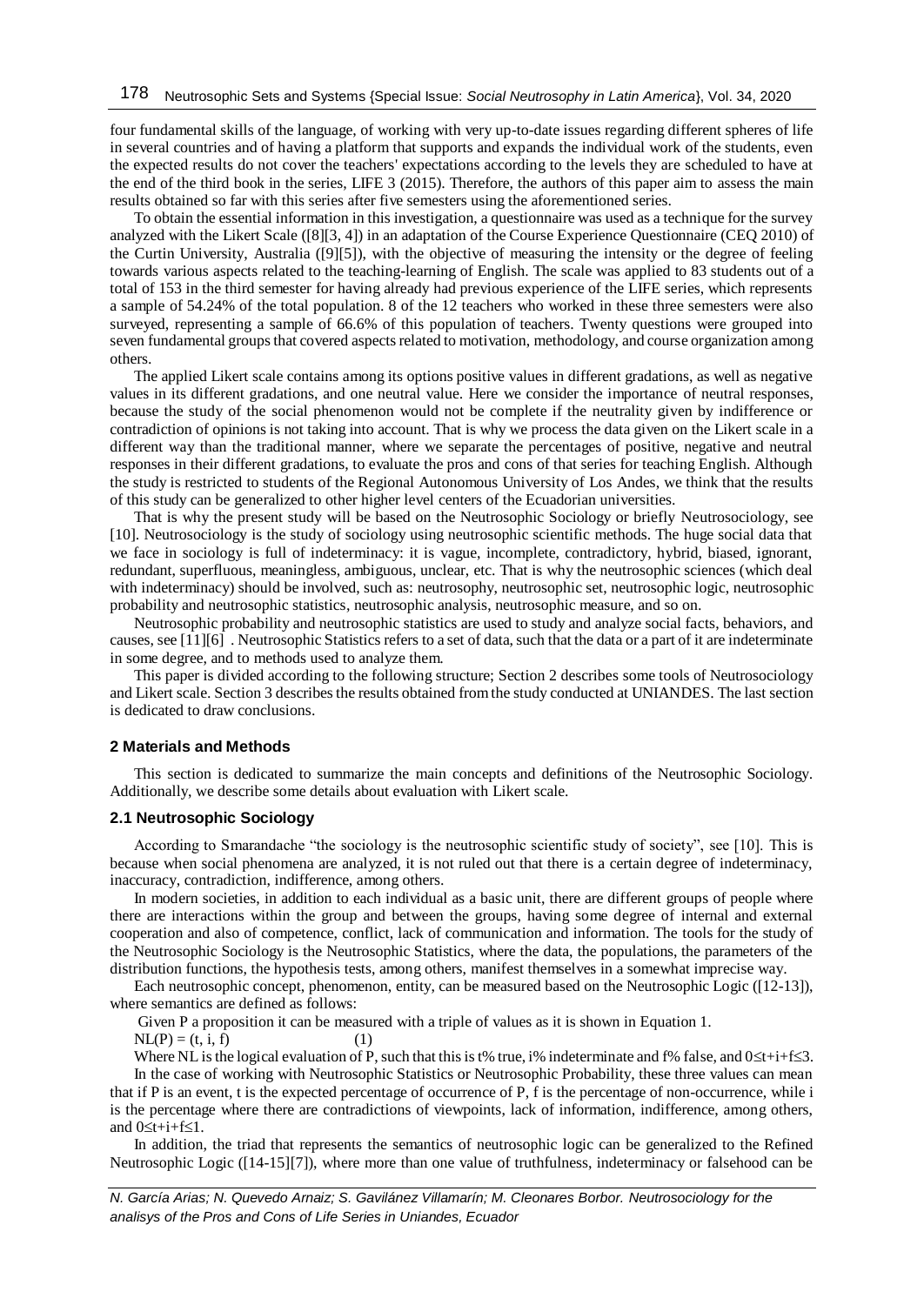four fundamental skills of the language, of working with very up-to-date issues regarding different spheres of life in several countries and of having a platform that supports and expands the individual work of the students, even the expected results do not cover the teachers' expectations according to the levels they are scheduled to have at the end of the third book in the series, LIFE 3 (2015). Therefore, the authors of this paper aim to assess the main results obtained so far with this series after five semesters using the aforementioned series.

To obtain the essential information in this investigation, a questionnaire was used as a technique for the survey analyzed with the Likert Scale ([8][3, 4]) in an adaptation of the Course Experience Questionnaire (CEQ 2010) of the Curtin University, Australia ([9][5]), with the objective of measuring the intensity or the degree of feeling towards various aspects related to the teaching-learning of English. The scale was applied to 83 students out of a total of 153 in the third semester for having already had previous experience of the LIFE series, which represents a sample of 54.24% of the total population. 8 of the 12 teachers who worked in these three semesters were also surveyed, representing a sample of 66.6% of this population of teachers. Twenty questions were grouped into seven fundamental groups that covered aspects related to motivation, methodology, and course organization among others.

The applied Likert scale contains among its options positive values in different gradations, as well as negative values in its different gradations, and one neutral value. Here we consider the importance of neutral responses, because the study of the social phenomenon would not be complete if the neutrality given by indifference or contradiction of opinions is not taking into account. That is why we process the data given on the Likert scale in a different way than the traditional manner, where we separate the percentages of positive, negative and neutral responses in their different gradations, to evaluate the pros and cons of that series for teaching English. Although the study is restricted to students of the Regional Autonomous University of Los Andes, we think that the results of this study can be generalized to other higher level centers of the Ecuadorian universities.

That is why the present study will be based on the Neutrosophic Sociology or briefly Neutrosociology, see [10]. Neutrosociology is the study of sociology using neutrosophic scientific methods. The huge social data that we face in sociology is full of indeterminacy: it is vague, incomplete, contradictory, hybrid, biased, ignorant, redundant, superfluous, meaningless, ambiguous, unclear, etc. That is why the neutrosophic sciences (which deal with indeterminacy) should be involved, such as: neutrosophy, neutrosophic set, neutrosophic logic, neutrosophic probability and neutrosophic statistics, neutrosophic analysis, neutrosophic measure, and so on.

Neutrosophic probability and neutrosophic statistics are used to study and analyze social facts, behaviors, and causes, see [11][6] . Neutrosophic Statistics refers to a set of data, such that the data or a part of it are indeterminate in some degree, and to methods used to analyze them.

This paper is divided according to the following structure; Section 2 describes some tools of Neutrosociology and Likert scale. Section 3 describes the results obtained from the study conducted at UNIANDES. The last section is dedicated to draw conclusions.

## 2 Materials and Methods

This section is dedicated to summarize the main concepts and definitions of the Neutrosophic Sociology. Additionally, we describe some details about evaluation with Likert scale.

### 2.1 Neutrosophic Sociology

According to Smarandache "the sociology is the neutrosophic scientific study of society", see [10]. This is because when social phenomena are analyzed, it is not ruled out that there is a certain degree of indeterminacy, inaccuracy, contradiction, indifference, among others.

In modern societies, in addition to each individual as a basic unit, there are different groups of people where there are interactions within the group and between the groups, having some degree of internal and external cooperation and also of competence, conflict, lack of communication and information. The tools for the study of the Neutrosophic Sociology is the Neutrosophic Statistics, where the data, the populations, the parameters of the distribution functions, the hypothesis tests, among others, manifest themselves in a somewhat imprecise way.

Each neutrosophic concept, phenomenon, entity, can be measured based on the Neutrosophic Logic ([12-13]), where semantics are defined as follows:

Given P a proposition it can be measured with a triple of values as it is shown in Equation 1.

$$NL(P) = (t, i, f) \qquad (1)$$

Where NL is the logical evaluation of P, such that this is t% true, i% indeterminate and f% false, and $0 \leq t+i+f \leq 3$.

In the case of working with Neutrosophic Statistics or Neutrosophic Probability, these three values can mean that if P is an event, t is the expected percentage of occurrence of P, f is the percentage of non-occurrence, while i is the percentage where there are contradictions of viewpoints, lack of information, indifference, among others, and $0 \leq t+i+f \leq 1$.

In addition, the triad that represents the semantics of neutrosophic logic can be generalized to the Refined Neutrosophic Logic ([14-15][7]), where more than one value of truthfulness, indeterminacy or falsehood can be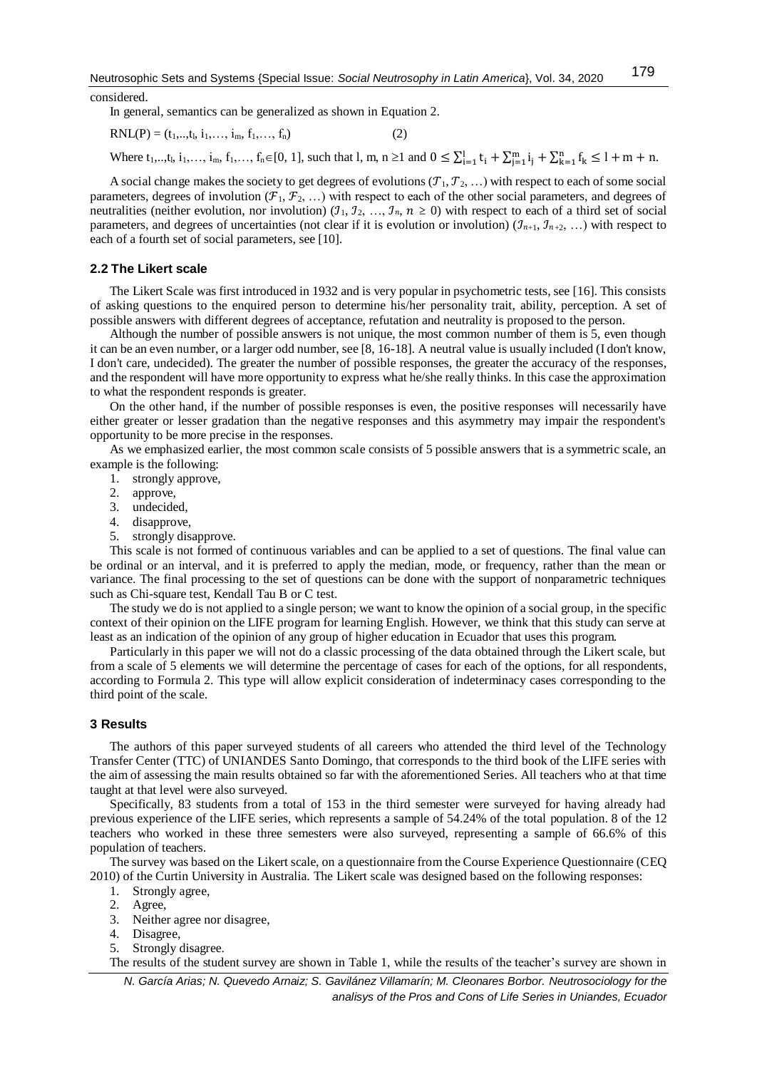considered.

In general, semantics can be generalized as shown in Equation 2.

$$RNL(P) = (t_1,..,t_l, i_1,\ldots, i_m, f_1,\ldots, f_n) \qquad (2)$$

Where $t_1,..,t_l, i_1,\ldots, i_m, f_1,\ldots, f_n \in [0, 1]$, such that $l, m, n \geq 1$ and $0 \leq \sum_{i=1}^{l} t_i + \sum_{j=1}^{m} i_j + \sum_{k=1}^{n} f_k \leq l + m + n$.

A social change makes the society to get degrees of evolutions ($\mathcal{T}_1, \mathcal{T}_2, \ldots$) with respect to each of some social parameters, degrees of involution ($\mathcal{F}_1, \mathcal{F}_2, \ldots$) with respect to each of the other social parameters, and degrees of neutralities (neither evolution, nor involution) ($\mathcal{I}_1, \mathcal{I}_2, \ldots, \mathcal{I}_n, n \geq 0$) with respect to each of a third set of social parameters, and degrees of uncertainties (not clear if it is evolution or involution) ($\mathcal{I}_{n+1}, \mathcal{I}_{n+2}, \ldots$) with respect to each of a fourth set of social parameters, see [10].

### 2.2 The Likert scale

The Likert Scale was first introduced in 1932 and is very popular in psychometric tests, see [16]. This consists of asking questions to the enquired person to determine his/her personality trait, ability, perception. A set of possible answers with different degrees of acceptance, refutation and neutrality is proposed to the person.

Although the number of possible answers is not unique, the most common number of them is 5, even though it can be an even number, or a larger odd number, see [8, 16-18]. A neutral value is usually included (I don't know, I don't care, undecided). The greater the number of possible responses, the greater the accuracy of the responses, and the respondent will have more opportunity to express what he/she really thinks. In this case the approximation to what the respondent responds is greater.

On the other hand, if the number of possible responses is even, the positive responses will necessarily have either greater or lesser gradation than the negative responses and this asymmetry may impair the respondent's opportunity to be more precise in the responses.

As we emphasized earlier, the most common scale consists of 5 possible answers that is a symmetric scale, an example is the following:

1. strongly approve,
2. approve,
3. undecided,
4. disapprove,
5. strongly disapprove.

This scale is not formed of continuous variables and can be applied to a set of questions. The final value can be ordinal or an interval, and it is preferred to apply the median, mode, or frequency, rather than the mean or variance. The final processing to the set of questions can be done with the support of nonparametric techniques such as Chi-square test, Kendall Tau B or C test.

The study we do is not applied to a single person; we want to know the opinion of a social group, in the specific context of their opinion on the LIFE program for learning English. However, we think that this study can serve at least as an indication of the opinion of any group of higher education in Ecuador that uses this program.

Particularly in this paper we will not do a classic processing of the data obtained through the Likert scale, but from a scale of 5 elements we will determine the percentage of cases for each of the options, for all respondents, according to Formula 2. This type will allow explicit consideration of indeterminacy cases corresponding to the third point of the scale.

## 3 Results

The authors of this paper surveyed students of all careers who attended the third level of the Technology Transfer Center (TTC) of UNIANDES Santo Domingo, that corresponds to the third book of the LIFE series with the aim of assessing the main results obtained so far with the aforementioned Series. All teachers who at that time taught at that level were also surveyed.

Specifically, 83 students from a total of 153 in the third semester were surveyed for having already had previous experience of the LIFE series, which represents a sample of 54.24% of the total population. 8 of the 12 teachers who worked in these three semesters were also surveyed, representing a sample of 66.6% of this population of teachers.

The survey was based on the Likert scale, on a questionnaire from the Course Experience Questionnaire (CEQ 2010) of the Curtin University in Australia. The Likert scale was designed based on the following responses:

1. Strongly agree,
2. Agree,
3. Neither agree nor disagree,
4. Disagree,
5. Strongly disagree.

The results of the student survey are shown in Table 1, while the results of the teacher's survey are shown in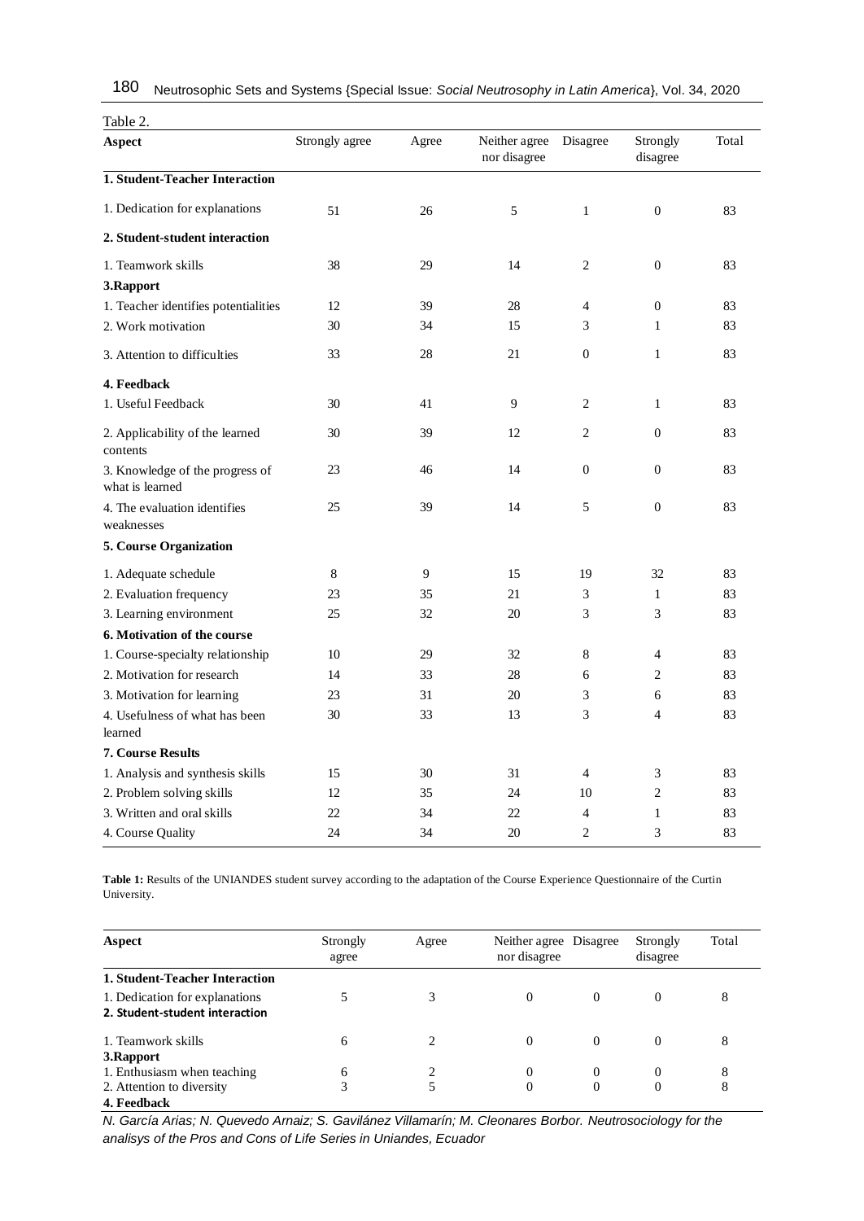Table 2.

| Aspect | Strongly agree | Agree | Neither agree nor disagree | Disagree | Strongly disagree | Total |
|---|---|---|---|---|---|---|
| **1. Student-Teacher Interaction** | | | | | | |
| 1. Dedication for explanations | 51 | 26 | 5 | 1 | 0 | 83 |
| **2. Student-student interaction** | | | | | | |
| 1. Teamwork skills | 38 | 29 | 14 | 2 | 0 | 83 |
| **3.Rapport** | | | | | | |
| 1. Teacher identifies potentialities | 12 | 39 | 28 | 4 | 0 | 83 |
| 2. Work motivation | 30 | 34 | 15 | 3 | 1 | 83 |
| 3. Attention to difficulties | 33 | 28 | 21 | 0 | 1 | 83 |
| **4. Feedback** | | | | | | |
| 1. Useful Feedback | 30 | 41 | 9 | 2 | 1 | 83 |
| 2. Applicability of the learned contents | 30 | 39 | 12 | 2 | 0 | 83 |
| 3. Knowledge of the progress of what is learned | 23 | 46 | 14 | 0 | 0 | 83 |
| 4. The evaluation identifies weaknesses | 25 | 39 | 14 | 5 | 0 | 83 |
| **5. Course Organization** | | | | | | |
| 1. Adequate schedule | 8 | 9 | 15 | 19 | 32 | 83 |
| 2. Evaluation frequency | 23 | 35 | 21 | 3 | 1 | 83 |
| 3. Learning environment | 25 | 32 | 20 | 3 | 3 | 83 |
| **6. Motivation of the course** | | | | | | |
| 1. Course-specialty relationship | 10 | 29 | 32 | 8 | 4 | 83 |
| 2. Motivation for research | 14 | 33 | 28 | 6 | 2 | 83 |
| 3. Motivation for learning | 23 | 31 | 20 | 3 | 6 | 83 |
| 4. Usefulness of what has been learned | 30 | 33 | 13 | 3 | 4 | 83 |
| **7. Course Results** | | | | | | |
| 1. Analysis and synthesis skills | 15 | 30 | 31 | 4 | 3 | 83 |
| 2. Problem solving skills | 12 | 35 | 24 | 10 | 2 | 83 |
| 3. Written and oral skills | 22 | 34 | 22 | 4 | 1 | 83 |
| 4. Course Quality | 24 | 34 | 20 | 2 | 3 | 83 |

**Table 1:** Results of the UNIANDES student survey according to the adaptation of the Course Experience Questionnaire of the Curtin University.

| Aspect | Strongly agree | Agree | Neither agree nor disagree | Disagree | Strongly disagree | Total |
|---|---|---|---|---|---|---|
| **1. Student-Teacher Interaction** | | | | | | |
| 1. Dedication for explanations | 5 | 3 | 0 | 0 | 0 | 8 |
| **2. Student-student interaction** | | | | | | |
| 1. Teamwork skills | 6 | 2 | 0 | 0 | 0 | 8 |
| **3.Rapport** | | | | | | |
| 1. Enthusiasm when teaching | 6 | 2 | 0 | 0 | 0 | 8 |
| 2. Attention to diversity | 3 | 5 | 0 | 0 | 0 | 8 |
| **4. Feedback** | | | | | | |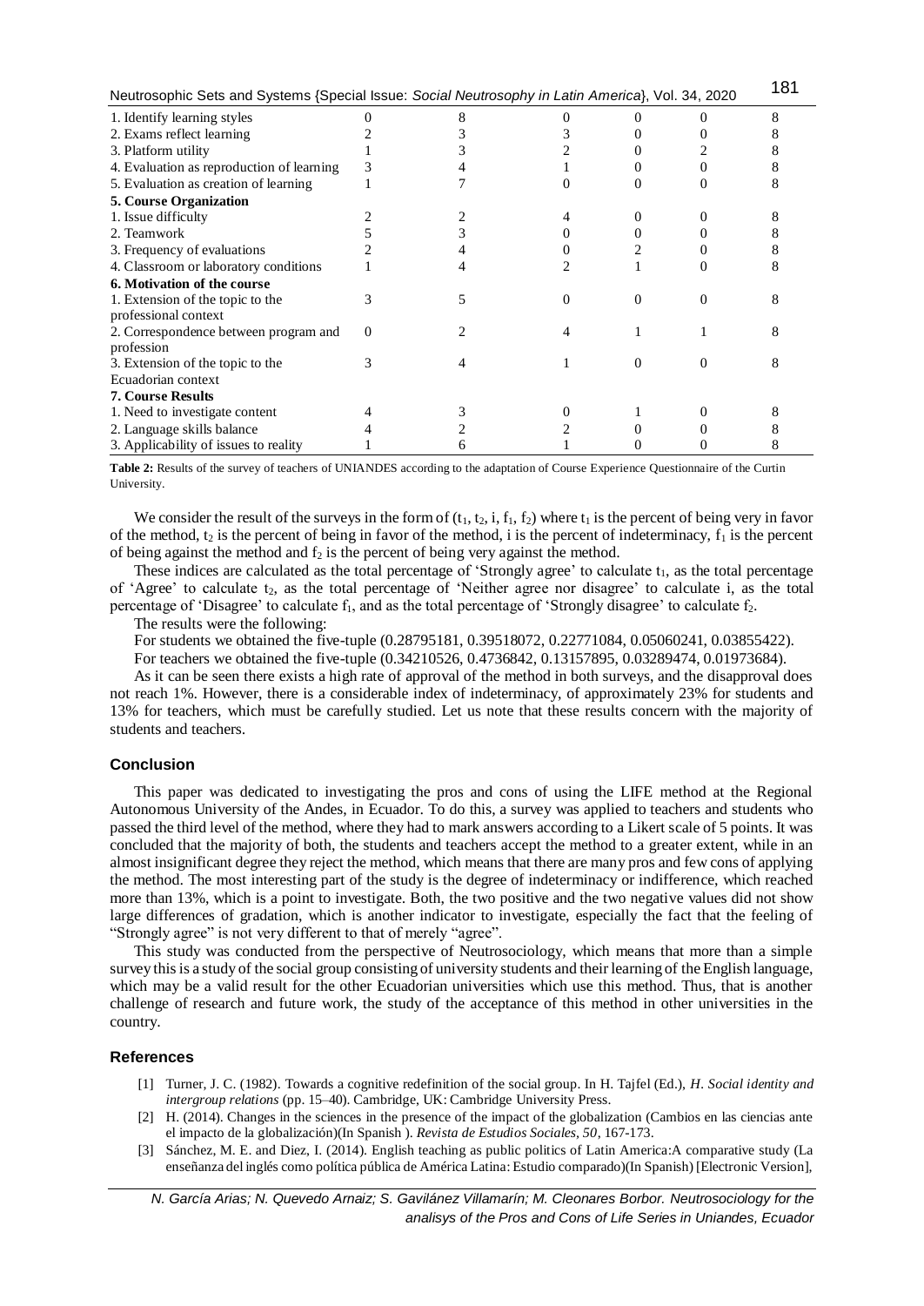| | | | | | | |
|---|---|---|---|---|---|---|
| 1. Identify learning styles | 0 | 8 | 0 | 0 | 0 | 8 |
| 2. Exams reflect learning | 2 | 3 | 3 | 0 | 0 | 8 |
| 3. Platform utility | 1 | 3 | 2 | 0 | 2 | 8 |
| 4. Evaluation as reproduction of learning | 3 | 4 | 1 | 0 | 0 | 8 |
| 5. Evaluation as creation of learning | 1 | 7 | 0 | 0 | 0 | 8 |
| **5. Course Organization** | | | | | | |
| 1. Issue difficulty | 2 | 2 | 4 | 0 | 0 | 8 |
| 2. Teamwork | 5 | 3 | 0 | 0 | 0 | 8 |
| 3. Frequency of evaluations | 2 | 4 | 0 | 2 | 0 | 8 |
| 4. Classroom or laboratory conditions | 1 | 4 | 2 | 1 | 0 | 8 |
| **6. Motivation of the course** | | | | | | |
| 1. Extension of the topic to the professional context | 3 | 5 | 0 | 0 | 0 | 8 |
| 2. Correspondence between program and profession | 0 | 2 | 4 | 1 | 1 | 8 |
| 3. Extension of the topic to the Ecuadorian context | 3 | 4 | 1 | 0 | 0 | 8 |
| **7. Course Results** | | | | | | |
| 1. Need to investigate content | 4 | 3 | 0 | 1 | 0 | 8 |
| 2. Language skills balance | 4 | 2 | 2 | 0 | 0 | 8 |
| 3. Applicability of issues to reality | 1 | 6 | 1 | 0 | 0 | 8 |

**Table 2:** Results of the survey of teachers of UNIANDES according to the adaptation of Course Experience Questionnaire of the Curtin University.

We consider the result of the surveys in the form of ($t_1$, $t_2$, i, $f_1$, $f_2$) where $t_1$ is the percent of being very in favor of the method, $t_2$ is the percent of being in favor of the method, i is the percent of indeterminacy, $f_1$ is the percent of being against the method and $f_2$ is the percent of being very against the method.

These indices are calculated as the total percentage of 'Strongly agree' to calculate $t_1$, as the total percentage of 'Agree' to calculate $t_2$, as the total percentage of 'Neither agree nor disagree' to calculate i, as the total percentage of 'Disagree' to calculate $f_1$, and as the total percentage of 'Strongly disagree' to calculate $f_2$.

The results were the following:

For students we obtained the five-tuple (0.28795181, 0.39518072, 0.22771084, 0.05060241, 0.03855422).

For teachers we obtained the five-tuple (0.34210526, 0.4736842, 0.13157895, 0.03289474, 0.01973684).

As it can be seen there exists a high rate of approval of the method in both surveys, and the disapproval does not reach 1%. However, there is a considerable index of indeterminacy, of approximately 23% for students and 13% for teachers, which must be carefully studied. Let us note that these results concern with the majority of students and teachers.

## Conclusion

This paper was dedicated to investigating the pros and cons of using the LIFE method at the Regional Autonomous University of the Andes, in Ecuador. To do this, a survey was applied to teachers and students who passed the third level of the method, where they had to mark answers according to a Likert scale of 5 points. It was concluded that the majority of both, the students and teachers accept the method to a greater extent, while in an almost insignificant degree they reject the method, which means that there are many pros and few cons of applying the method. The most interesting part of the study is the degree of indeterminacy or indifference, which reached more than 13%, which is a point to investigate. Both, the two positive and the two negative values did not show large differences of gradation, which is another indicator to investigate, especially the fact that the feeling of "Strongly agree" is not very different to that of merely "agree".

This study was conducted from the perspective of Neutrosociology, which means that more than a simple survey this is a study of the social group consisting of university students and their learning of the English language, which may be a valid result for the other Ecuadorian universities which use this method. Thus, that is another challenge of research and future work, the study of the acceptance of this method in other universities in the country.

## References

[1] Turner, J. C. (1982). Towards a cognitive redefinition of the social group. In H. Tajfel (Ed.), *H. Social identity and intergroup relations* (pp. 15–40). Cambridge, UK: Cambridge University Press.

[2] H. (2014). Changes in the sciences in the presence of the impact of the globalization (Cambios en las ciencias ante el impacto de la globalización)(In Spanish ). *Revista de Estudios Sociales, 50*, 167-173.

[3] Sánchez, M. E. and Diez, I. (2014). English teaching as public politics of Latin America:A comparative study (La enseñanza del inglés como política pública de América Latina: Estudio comparado)(In Spanish) [Electronic Version],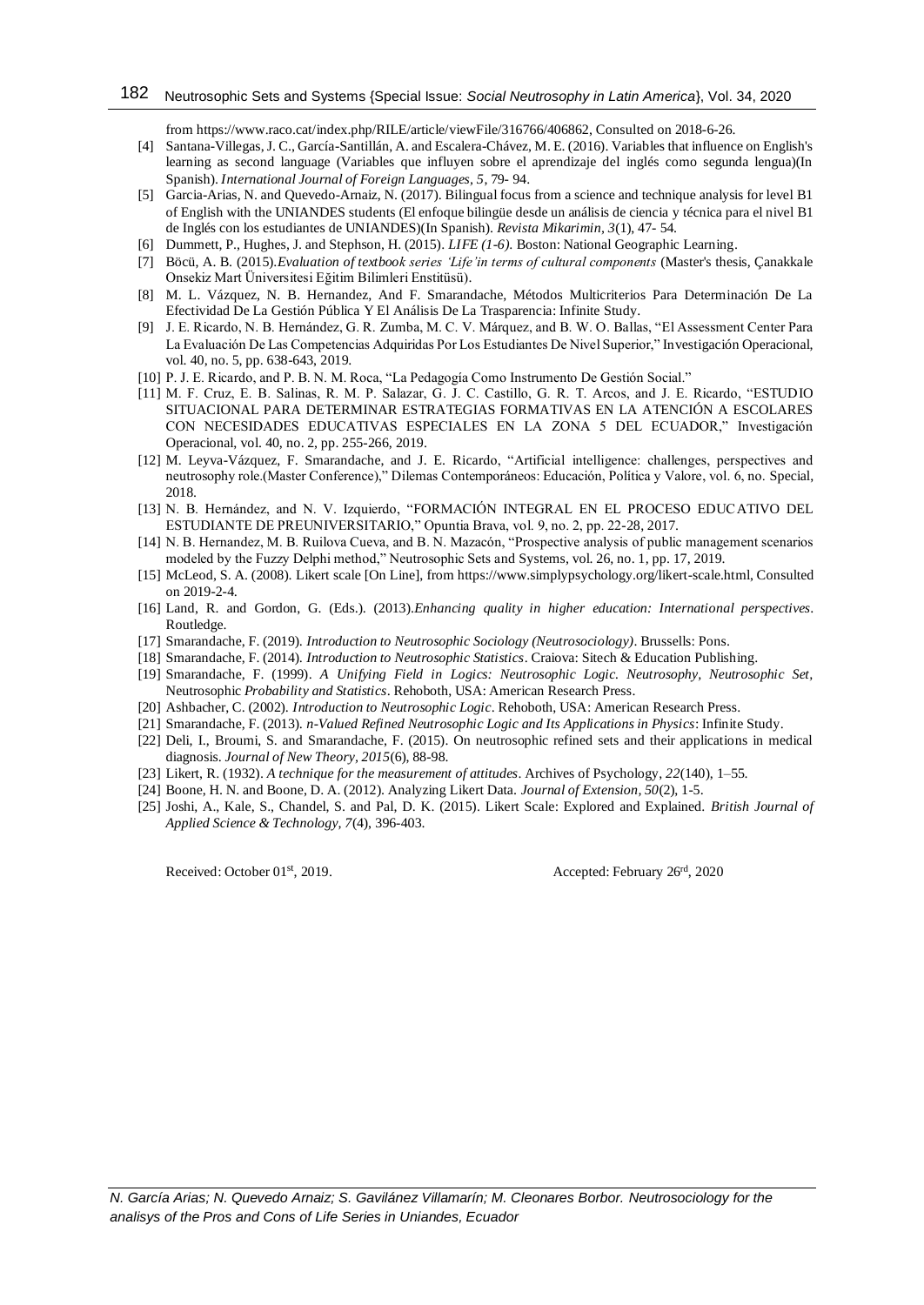from https://www.raco.cat/index.php/RILE/article/viewFile/316766/406862, Consulted on 2018-6-26.

[4] Santana-Villegas, J. C., García-Santillán, A. and Escalera-Chávez, M. E. (2016). Variables that influence on English's learning as second language (Variables que influyen sobre el aprendizaje del inglés como segunda lengua)(In Spanish). *International Journal of Foreign Languages, 5*, 79- 94.

[5] Garcia-Arias, N. and Quevedo-Arnaiz, N. (2017). Bilingual focus from a science and technique analysis for level B1 of English with the UNIANDES students (El enfoque bilingüe desde un análisis de ciencia y técnica para el nivel B1 de Inglés con los estudiantes de UNIANDES)(In Spanish). *Revista Mikarimin, 3*(1), 47- 54.

[6] Dummett, P., Hughes, J. and Stephson, H. (2015). *LIFE (1-6).* Boston: National Geographic Learning.

[7] Böcü, A. B. (2015).*Evaluation of textbook series 'Life'in terms of cultural components* (Master's thesis, Çanakkale Onsekiz Mart Üniversitesi Eğitim Bilimleri Enstitüsü).

[8] M. L. Vázquez, N. B. Hernandez, And F. Smarandache, Métodos Multicriterios Para Determinación De La Efectividad De La Gestión Pública Y El Análisis De La Trasparencia: Infinite Study.

[9] J. E. Ricardo, N. B. Hernández, G. R. Zumba, M. C. V. Márquez, and B. W. O. Ballas, "El Assessment Center Para La Evaluación De Las Competencias Adquiridas Por Los Estudiantes De Nivel Superior," Investigación Operacional, vol. 40, no. 5, pp. 638-643, 2019.

[10] P. J. E. Ricardo, and P. B. N. M. Roca, "La Pedagogía Como Instrumento De Gestión Social."

[11] M. F. Cruz, E. B. Salinas, R. M. P. Salazar, G. J. C. Castillo, G. R. T. Arcos, and J. E. Ricardo, "ESTUDIO SITUACIONAL PARA DETERMINAR ESTRATEGIAS FORMATIVAS EN LA ATENCIÓN A ESCOLARES CON NECESIDADES EDUCATIVAS ESPECIALES EN LA ZONA 5 DEL ECUADOR," Investigación Operacional, vol. 40, no. 2, pp. 255-266, 2019.

[12] M. Leyva-Vázquez, F. Smarandache, and J. E. Ricardo, "Artificial intelligence: challenges, perspectives and neutrosophy role.(Master Conference)," Dilemas Contemporáneos: Educación, Política y Valore, vol. 6, no. Special, 2018.

[13] N. B. Hernández, and N. V. Izquierdo, "FORMACIÓN INTEGRAL EN EL PROCESO EDUCATIVO DEL ESTUDIANTE DE PREUNIVERSITARIO," Opuntia Brava, vol. 9, no. 2, pp. 22-28, 2017.

[14] N. B. Hernandez, M. B. Ruilova Cueva, and B. N. Mazacón, "Prospective analysis of public management scenarios modeled by the Fuzzy Delphi method," Neutrosophic Sets and Systems, vol. 26, no. 1, pp. 17, 2019.

[15] McLeod, S. A. (2008). Likert scale [On Line], from https://www.simplypsychology.org/likert-scale.html, Consulted on 2019-2-4.

[16] Land, R. and Gordon, G. (Eds.). (2013).*Enhancing quality in higher education: International perspectives*. Routledge.

[17] Smarandache, F. (2019). *Introduction to Neutrosophic Sociology (Neutrosociology)*. Brussells: Pons.

[18] Smarandache, F. (2014). *Introduction to Neutrosophic Statistics*. Craiova: Sitech & Education Publishing.

[19] Smarandache, F. (1999). *A Unifying Field in Logics: Neutrosophic Logic. Neutrosophy, Neutrosophic Set,* Neutrosophic *Probability and Statistics*. Rehoboth, USA: American Research Press.

[20] Ashbacher, C. (2002). *Introduction to Neutrosophic Logic*. Rehoboth, USA: American Research Press.

[21] Smarandache, F. (2013). *n-Valued Refined Neutrosophic Logic and Its Applications in Physics*: Infinite Study.

[22] Deli, I., Broumi, S. and Smarandache, F. (2015). On neutrosophic refined sets and their applications in medical diagnosis. *Journal of New Theory, 2015*(6), 88-98.

[23] Likert, R. (1932). *A technique for the measurement of attitudes*. Archives of Psychology, *22*(140), 1–55.

[24] Boone, H. N. and Boone, D. A. (2012). Analyzing Likert Data. *Journal of Extension, 50*(2), 1-5.

[25] Joshi, A., Kale, S., Chandel, S. and Pal, D. K. (2015). Likert Scale: Explored and Explained. *British Journal of Applied Science & Technology, 7*(4), 396-403.

Received: October 01st, 2019. Accepted: February 26rd, 2020